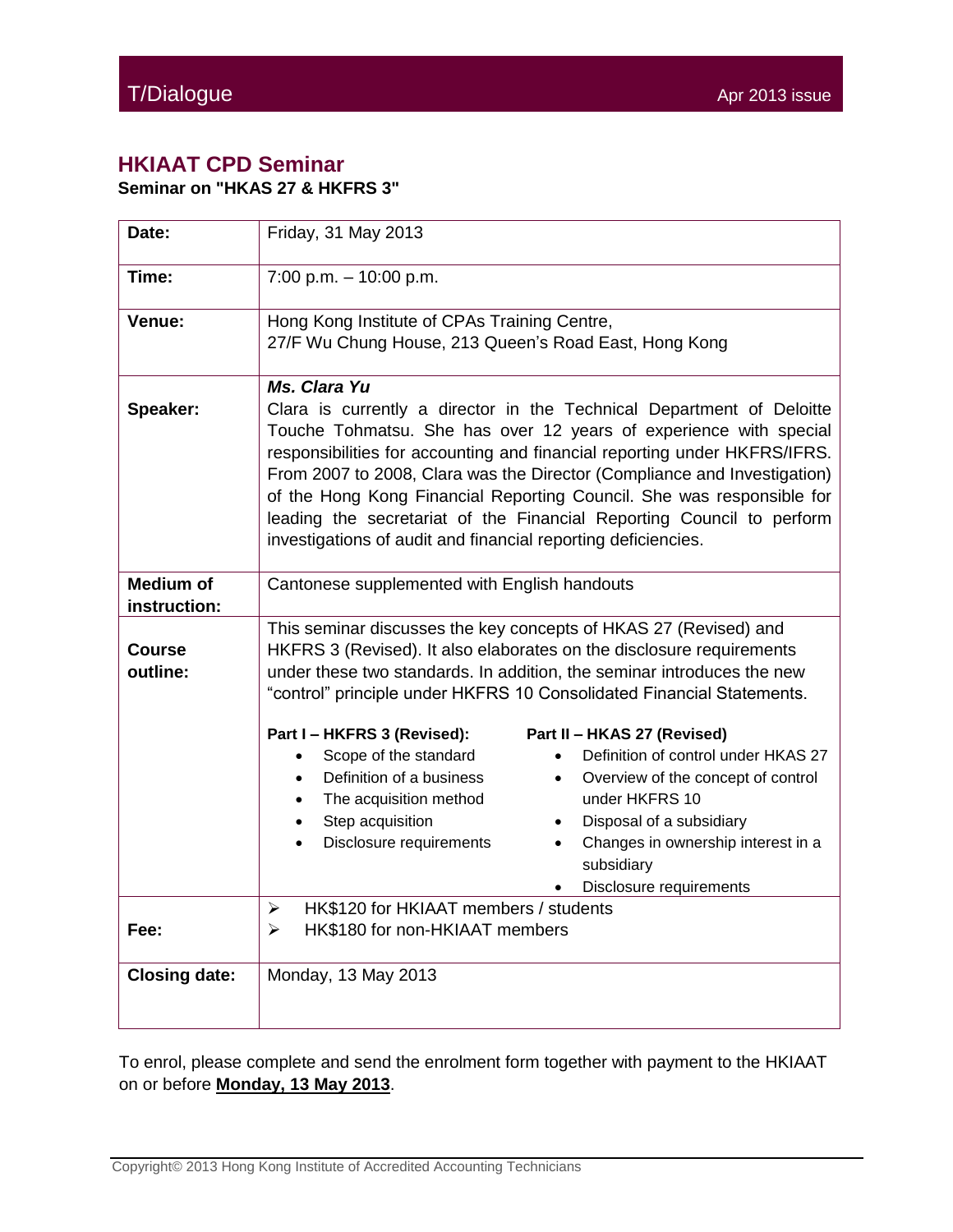## HKIAAT CPD Seminar

**Seminar on "HKAS 27 & HKFRS 3"**

| | |
|---|---|
| **Date:** | Friday, 31 May 2013 |
| **Time:** | 7:00 p.m. – 10:00 p.m. |
| **Venue:** | Hong Kong Institute of CPAs Training Centre,<br>27/F Wu Chung House, 213 Queen's Road East, Hong Kong |
| **Speaker:** | ***Ms. Clara Yu***<br>Clara is currently a director in the Technical Department of Deloitte Touche Tohmatsu. She has over 12 years of experience with special responsibilities for accounting and financial reporting under HKFRS/IFRS. From 2007 to 2008, Clara was the Director (Compliance and Investigation) of the Hong Kong Financial Reporting Council. She was responsible for leading the secretariat of the Financial Reporting Council to perform investigations of audit and financial reporting deficiencies. |
| **Medium of instruction:** | Cantonese supplemented with English handouts |
| **Course outline:** | This seminar discusses the key concepts of HKAS 27 (Revised) and HKFRS 3 (Revised). It also elaborates on the disclosure requirements under these two standards. In addition, the seminar introduces the new "control" principle under HKFRS 10 Consolidated Financial Statements.<br><br>**Part I – HKFRS 3 (Revised):**<br>• Scope of the standard<br>• Definition of a business<br>• The acquisition method<br>• Step acquisition<br>• Disclosure requirements<br><br>**Part II – HKAS 27 (Revised)**<br>• Definition of control under HKAS 27<br>• Overview of the concept of control under HKFRS 10<br>• Disposal of a subsidiary<br>• Changes in ownership interest in a subsidiary<br>• Disclosure requirements |
| **Fee:** | ➢ HK$120 for HKIAAT members / students<br>➢ HK$180 for non-HKIAAT members |
| **Closing date:** | Monday, 13 May 2013 |

To enrol, please complete and send the enrolment form together with payment to the HKIAAT on or before **Monday, 13 May 2013**.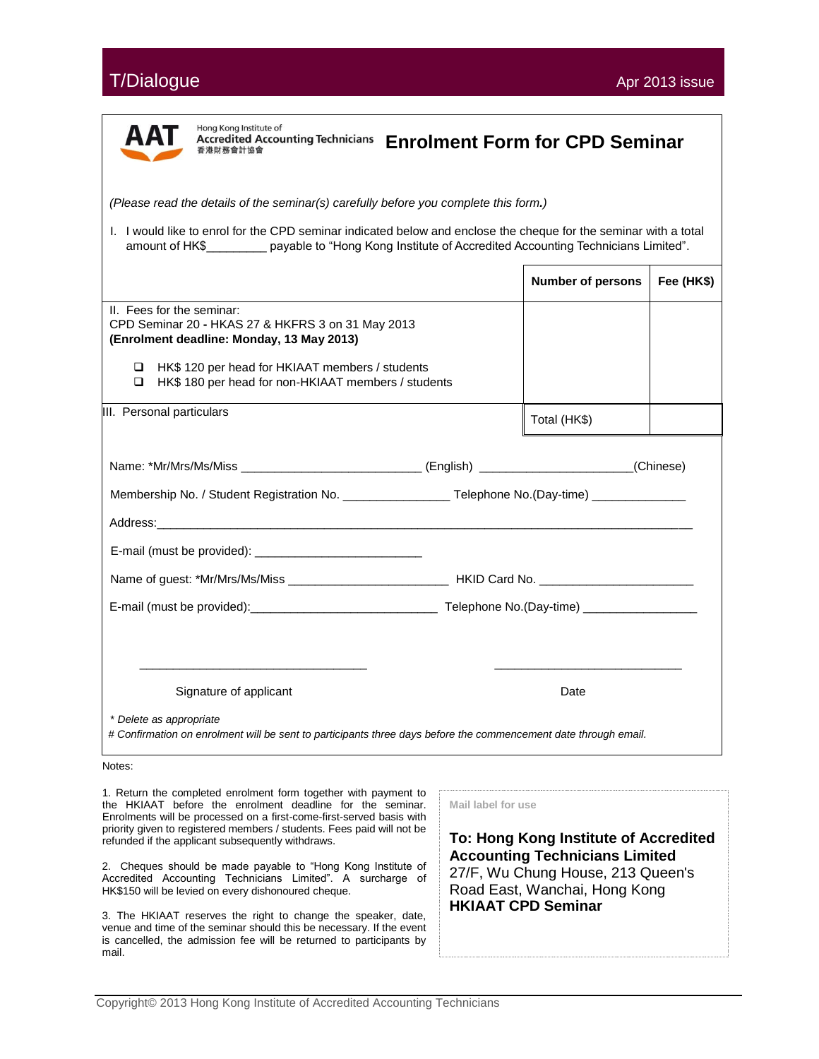Hong Kong Institute of Accredited Accounting Technicians 香港財務會計協會

# Enrolment Form for CPD Seminar

*(Please read the details of the seminar(s) carefully before you complete this form.)*

I. I would like to enrol for the CPD seminar indicated below and enclose the cheque for the seminar with a total amount of HK$_________ payable to "Hong Kong Institute of Accredited Accounting Technicians Limited".

| | Number of persons | Fee (HK$) |
|---|---|---|
| II. Fees for the seminar:<br>CPD Seminar 20 - HKAS 27 & HKFRS 3 on 31 May 2013<br>**(Enrolment deadline: Monday, 13 May 2013)**<br>❑ HK$ 120 per head for HKIAAT members / students<br>❑ HK$ 180 per head for non-HKIAAT members / students | | |
| III. Personal particulars | Total (HK$) | |

Name: *Mr/Mrs/Ms/Miss __________________________ (English) ______________________(Chinese)

Membership No. / Student Registration No. _______________ Telephone No.(Day-time) ______________

Address:_______________________________________________________________________________

E-mail (must be provided): _________________________

Name of guest: *Mr/Mrs/Ms/Miss _______________________ HKID Card No. ______________________

E-mail (must be provided):____________________________ Telephone No.(Day-time) ________________

__________________________________ ____________________________

Signature of applicant Date

*\* Delete as appropriate*

*# Confirmation on enrolment will be sent to participants three days before the commencement date through email.*

Notes:

1. Return the completed enrolment form together with payment to the HKIAAT before the enrolment deadline for the seminar. Enrolments will be processed on a first-come-first-served basis with priority given to registered members / students. Fees paid will not be refunded if the applicant subsequently withdraws.

2. Cheques should be made payable to "Hong Kong Institute of Accredited Accounting Technicians Limited". A surcharge of HK$150 will be levied on every dishonoured cheque.

3. The HKIAAT reserves the right to change the speaker, date, venue and time of the seminar should this be necessary. If the event is cancelled, the admission fee will be returned to participants by mail.

Mail label for use

**To: Hong Kong Institute of Accredited Accounting Technicians Limited**
27/F, Wu Chung House, 213 Queen's Road East, Wanchai, Hong Kong
**HKIAAT CPD Seminar**

Copyright© 2013 Hong Kong Institute of Accredited Accounting Technicians